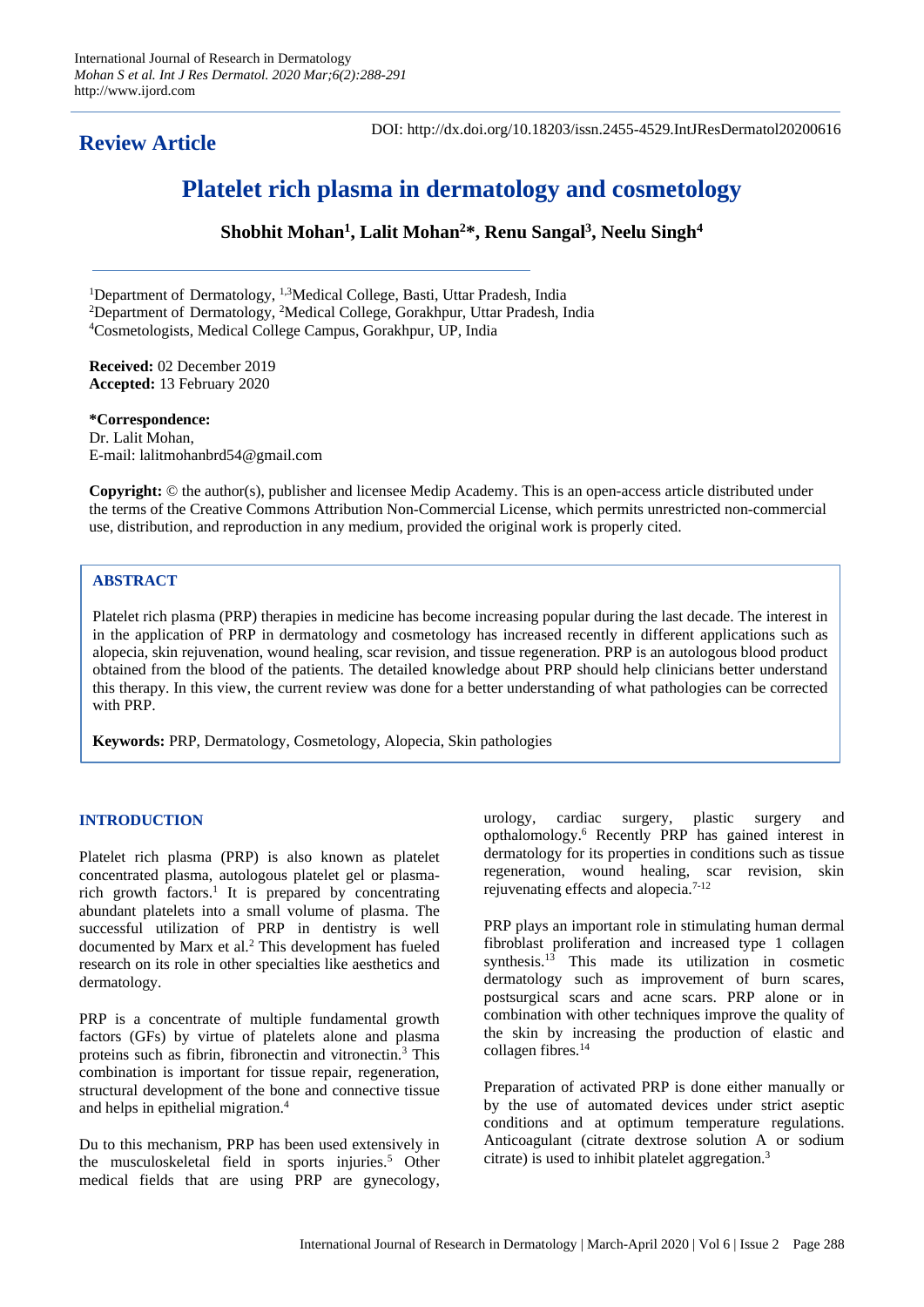International Journal of Research in Dermatology
*Mohan S et al. Int J Res Dermatol. 2020 Mar;6(2):288-291*
http://www.ijord.com

**Review Article**

DOI: http://dx.doi.org/10.18203/issn.2455-4529.IntJResDermatol20200616

# Platelet rich plasma in dermatology and cosmetology

**Shobhit Mohan[1], Lalit Mohan[2]*, Renu Sangal[3], Neelu Singh[4]**

[1]Department of Dermatology, [1,3]Medical College, Basti, Uttar Pradesh, India
[2]Department of Dermatology, [2]Medical College, Gorakhpur, Uttar Pradesh, India
[4]Cosmetologists, Medical College Campus, Gorakhpur, UP, India

**Received:** 02 December 2019
**Accepted:** 13 February 2020

***Correspondence:**
Dr. Lalit Mohan,
E-mail: lalitmohanbrd54@gmail.com

**Copyright:** © the author(s), publisher and licensee Medip Academy. This is an open-access article distributed under the terms of the Creative Commons Attribution Non-Commercial License, which permits unrestricted non-commercial use, distribution, and reproduction in any medium, provided the original work is properly cited.

## ABSTRACT

Platelet rich plasma (PRP) therapies in medicine has become increasing popular during the last decade. The interest in in the application of PRP in dermatology and cosmetology has increased recently in different applications such as alopecia, skin rejuvenation, wound healing, scar revision, and tissue regeneration. PRP is an autologous blood product obtained from the blood of the patients. The detailed knowledge about PRP should help clinicians better understand this therapy. In this view, the current review was done for a better understanding of what pathologies can be corrected with PRP.

**Keywords:** PRP, Dermatology, Cosmetology, Alopecia, Skin pathologies

## INTRODUCTION

Platelet rich plasma (PRP) is also known as platelet concentrated plasma, autologous platelet gel or plasma-rich growth factors.[1] It is prepared by concentrating abundant platelets into a small volume of plasma. The successful utilization of PRP in dentistry is well documented by Marx et al.[2] This development has fueled research on its role in other specialties like aesthetics and dermatology.

PRP is a concentrate of multiple fundamental growth factors (GFs) by virtue of platelets alone and plasma proteins such as fibrin, fibronectin and vitronectin.[3] This combination is important for tissue repair, regeneration, structural development of the bone and connective tissue and helps in epithelial migration.[4]

Du to this mechanism, PRP has been used extensively in the musculoskeletal field in sports injuries.[5] Other medical fields that are using PRP are gynecology, urology, cardiac surgery, plastic surgery and opthalomology.[6] Recently PRP has gained interest in dermatology for its properties in conditions such as tissue regeneration, wound healing, scar revision, skin rejuvenating effects and alopecia.[7-12]

PRP plays an important role in stimulating human dermal fibroblast proliferation and increased type 1 collagen synthesis.[13] This made its utilization in cosmetic dermatology such as improvement of burn scares, postsurgical scars and acne scars. PRP alone or in combination with other techniques improve the quality of the skin by increasing the production of elastic and collagen fibres.[14]

Preparation of activated PRP is done either manually or by the use of automated devices under strict aseptic conditions and at optimum temperature regulations. Anticoagulant (citrate dextrose solution A or sodium citrate) is used to inhibit platelet aggregation.[3]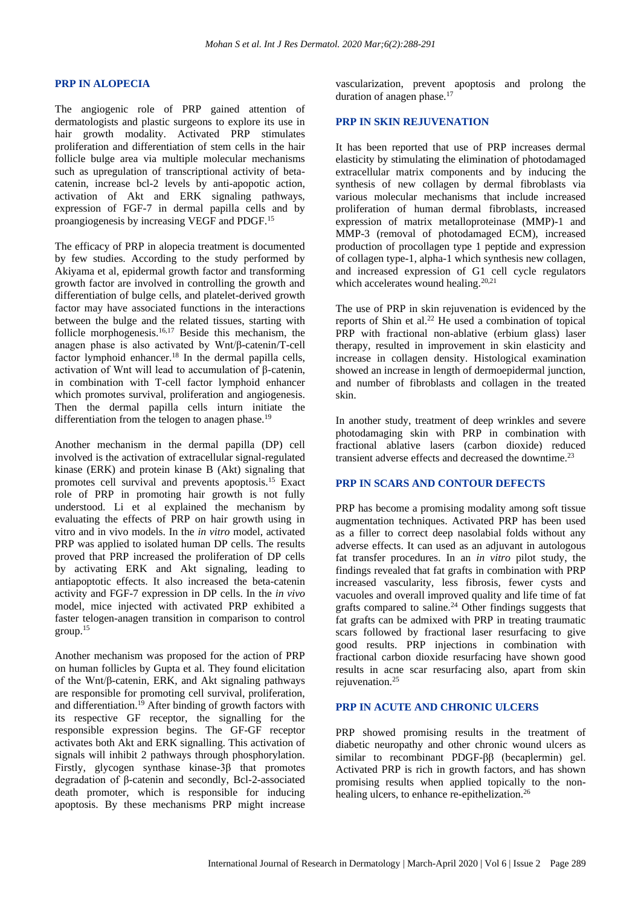## PRP IN ALOPECIA

The angiogenic role of PRP gained attention of dermatologists and plastic surgeons to explore its use in hair growth modality. Activated PRP stimulates proliferation and differentiation of stem cells in the hair follicle bulge area via multiple molecular mechanisms such as upregulation of transcriptional activity of beta-catenin, increase bcl-2 levels by anti-apopotic action, activation of Akt and ERK signaling pathways, expression of FGF-7 in dermal papilla cells and by proangiogenesis by increasing VEGF and PDGF.[15]

The efficacy of PRP in alopecia treatment is documented by few studies. According to the study performed by Akiyama et al, epidermal growth factor and transforming growth factor are involved in controlling the growth and differentiation of bulge cells, and platelet-derived growth factor may have associated functions in the interactions between the bulge and the related tissues, starting with follicle morphogenesis.[16,17] Beside this mechanism, the anagen phase is also activated by Wnt/β-catenin/T-cell factor lymphoid enhancer.[18] In the dermal papilla cells, activation of Wnt will lead to accumulation of β-catenin, in combination with T-cell factor lymphoid enhancer which promotes survival, proliferation and angiogenesis. Then the dermal papilla cells inturn initiate the differentiation from the telogen to anagen phase.[19]

Another mechanism in the dermal papilla (DP) cell involved is the activation of extracellular signal-regulated kinase (ERK) and protein kinase B (Akt) signaling that promotes cell survival and prevents apoptosis.[15] Exact role of PRP in promoting hair growth is not fully understood. Li et al explained the mechanism by evaluating the effects of PRP on hair growth using in vitro and in vivo models. In the *in vitro* model, activated PRP was applied to isolated human DP cells. The results proved that PRP increased the proliferation of DP cells by activating ERK and Akt signaling, leading to antiapoptotic effects. It also increased the beta-catenin activity and FGF-7 expression in DP cells. In the *in vivo* model, mice injected with activated PRP exhibited a faster telogen-anagen transition in comparison to control group.[15]

Another mechanism was proposed for the action of PRP on human follicles by Gupta et al. They found elicitation of the Wnt/β-catenin, ERK, and Akt signaling pathways are responsible for promoting cell survival, proliferation, and differentiation.[19] After binding of growth factors with its respective GF receptor, the signalling for the responsible expression begins. The GF-GF receptor activates both Akt and ERK signalling. This activation of signals will inhibit 2 pathways through phosphorylation. Firstly, glycogen synthase kinase-3β that promotes degradation of β-catenin and secondly, Bcl-2-associated death promoter, which is responsible for inducing apoptosis. By these mechanisms PRP might increase vascularization, prevent apoptosis and prolong the duration of anagen phase.[17]

## PRP IN SKIN REJUVENATION

It has been reported that use of PRP increases dermal elasticity by stimulating the elimination of photodamaged extracellular matrix components and by inducing the synthesis of new collagen by dermal fibroblasts via various molecular mechanisms that include increased proliferation of human dermal fibroblasts, increased expression of matrix metalloproteinase (MMP)-1 and MMP-3 (removal of photodamaged ECM), increased production of procollagen type 1 peptide and expression of collagen type-1, alpha-1 which synthesis new collagen, and increased expression of G1 cell cycle regulators which accelerates wound healing.[20,21]

The use of PRP in skin rejuvenation is evidenced by the reports of Shin et al.[22] He used a combination of topical PRP with fractional non-ablative (erbium glass) laser therapy, resulted in improvement in skin elasticity and increase in collagen density. Histological examination showed an increase in length of dermoepidermal junction, and number of fibroblasts and collagen in the treated skin.

In another study, treatment of deep wrinkles and severe photodamaging skin with PRP in combination with fractional ablative lasers (carbon dioxide) reduced transient adverse effects and decreased the downtime.[23]

## PRP IN SCARS AND CONTOUR DEFECTS

PRP has become a promising modality among soft tissue augmentation techniques. Activated PRP has been used as a filler to correct deep nasolabial folds without any adverse effects. It can used as an adjuvant in autologous fat transfer procedures. In an *in vitro* pilot study, the findings revealed that fat grafts in combination with PRP increased vascularity, less fibrosis, fewer cysts and vacuoles and overall improved quality and life time of fat grafts compared to saline.[24] Other findings suggests that fat grafts can be admixed with PRP in treating traumatic scars followed by fractional laser resurfacing to give good results. PRP injections in combination with fractional carbon dioxide resurfacing have shown good results in acne scar resurfacing also, apart from skin rejuvenation.[25]

## PRP IN ACUTE AND CHRONIC ULCERS

PRP showed promising results in the treatment of diabetic neuropathy and other chronic wound ulcers as similar to recombinant PDGF-ββ (becaplermin) gel. Activated PRP is rich in growth factors, and has shown promising results when applied topically to the non-healing ulcers, to enhance re-epithelization.[26]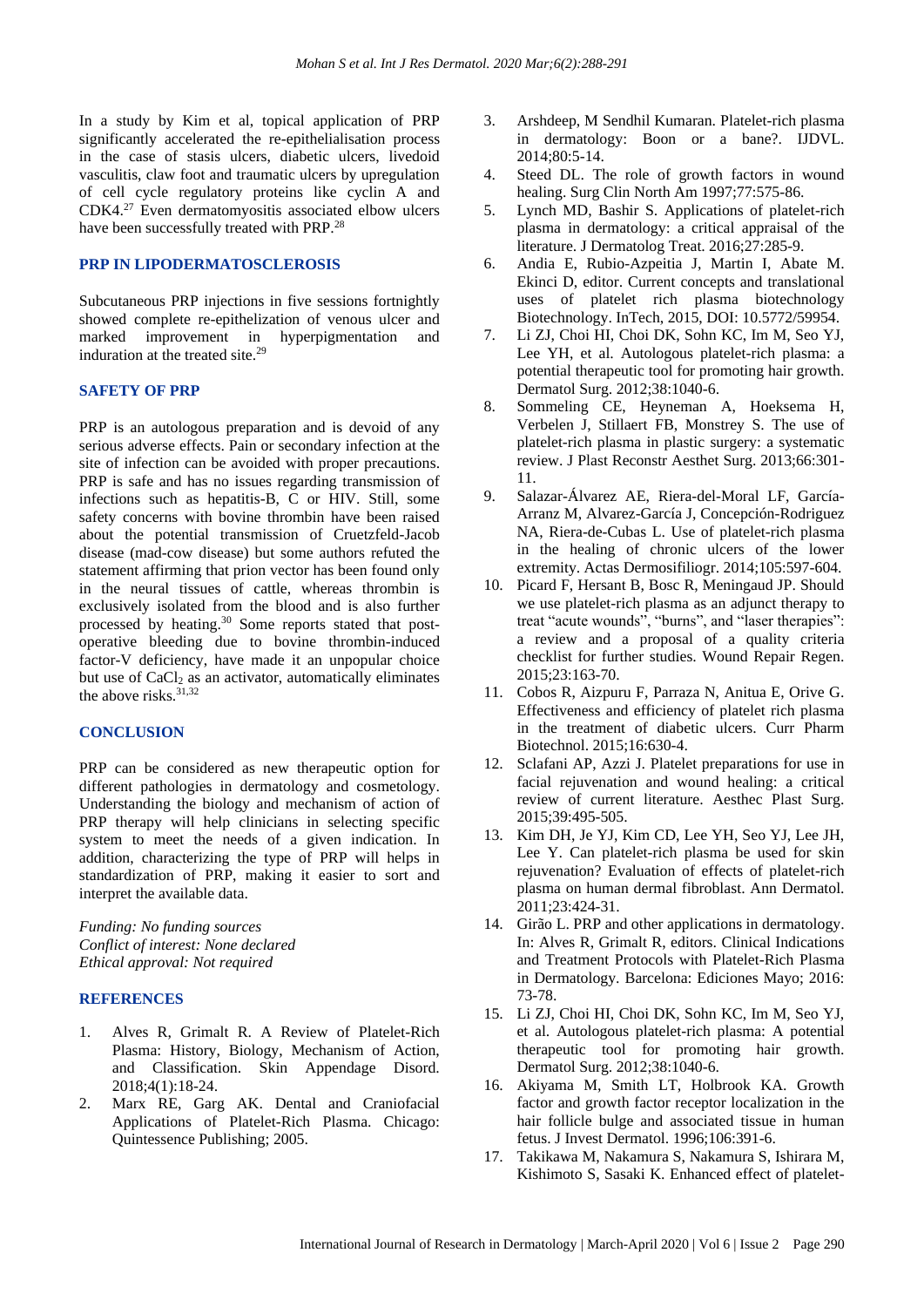In a study by Kim et al, topical application of PRP significantly accelerated the re-epithelialisation process in the case of stasis ulcers, diabetic ulcers, livedoid vasculitis, claw foot and traumatic ulcers by upregulation of cell cycle regulatory proteins like cyclin A and CDK4.[27] Even dermatomyositis associated elbow ulcers have been successfully treated with PRP.[28]

## PRP IN LIPODERMATOSCLEROSIS

Subcutaneous PRP injections in five sessions fortnightly showed complete re-epithelization of venous ulcer and marked improvement in hyperpigmentation and induration at the treated site.[29]

## SAFETY OF PRP

PRP is an autologous preparation and is devoid of any serious adverse effects. Pain or secondary infection at the site of infection can be avoided with proper precautions. PRP is safe and has no issues regarding transmission of infections such as hepatitis-B, C or HIV. Still, some safety concerns with bovine thrombin have been raised about the potential transmission of Cruetzfeld-Jacob disease (mad-cow disease) but some authors refuted the statement affirming that prion vector has been found only in the neural tissues of cattle, whereas thrombin is exclusively isolated from the blood and is also further processed by heating.[30] Some reports stated that post-operative bleeding due to bovine thrombin-induced factor-V deficiency, have made it an unpopular choice but use of $CaCl_2$ as an activator, automatically eliminates the above risks.[31,32]

## CONCLUSION

PRP can be considered as new therapeutic option for different pathologies in dermatology and cosmetology. Understanding the biology and mechanism of action of PRP therapy will help clinicians in selecting specific system to meet the needs of a given indication. In addition, characterizing the type of PRP will helps in standardization of PRP, making it easier to sort and interpret the available data.

*Funding: No funding sources*
*Conflict of interest: None declared*
*Ethical approval: Not required*

## REFERENCES

1. Alves R, Grimalt R. A Review of Platelet-Rich Plasma: History, Biology, Mechanism of Action, and Classification. Skin Appendage Disord. 2018;4(1):18-24.
2. Marx RE, Garg AK. Dental and Craniofacial Applications of Platelet-Rich Plasma. Chicago: Quintessence Publishing; 2005.
3. Arshdeep, M Sendhil Kumaran. Platelet-rich plasma in dermatology: Boon or a bane?. IJDVL. 2014;80:5-14.
4. Steed DL. The role of growth factors in wound healing. Surg Clin North Am 1997;77:575-86.
5. Lynch MD, Bashir S. Applications of platelet-rich plasma in dermatology: a critical appraisal of the literature. J Dermatolog Treat. 2016;27:285-9.
6. Andia E, Rubio-Azpeitia J, Martin I, Abate M. Ekinci D, editor. Current concepts and translational uses of platelet rich plasma biotechnology Biotechnology. InTech, 2015, DOI: 10.5772/59954.
7. Li ZJ, Choi HI, Choi DK, Sohn KC, Im M, Seo YJ, Lee YH, et al. Autologous platelet-rich plasma: a potential therapeutic tool for promoting hair growth. Dermatol Surg. 2012;38:1040-6.
8. Sommeling CE, Heyneman A, Hoeksema H, Verbelen J, Stillaert FB, Monstrey S. The use of platelet-rich plasma in plastic surgery: a systematic review. J Plast Reconstr Aesthet Surg. 2013;66:301-11.
9. Salazar-Álvarez AE, Riera-del-Moral LF, García-Arranz M, Alvarez-García J, Concepción-Rodriguez NA, Riera-de-Cubas L. Use of platelet-rich plasma in the healing of chronic ulcers of the lower extremity. Actas Dermosifiliogr. 2014;105:597-604.
10. Picard F, Hersant B, Bosc R, Meningaud JP. Should we use platelet-rich plasma as an adjunct therapy to treat "acute wounds", "burns", and "laser therapies": a review and a proposal of a quality criteria checklist for further studies. Wound Repair Regen. 2015;23:163-70.
11. Cobos R, Aizpuru F, Parraza N, Anitua E, Orive G. Effectiveness and efficiency of platelet rich plasma in the treatment of diabetic ulcers. Curr Pharm Biotechnol. 2015;16:630-4.
12. Sclafani AP, Azzi J. Platelet preparations for use in facial rejuvenation and wound healing: a critical review of current literature. Aesthec Plast Surg. 2015;39:495-505.
13. Kim DH, Je YJ, Kim CD, Lee YH, Seo YJ, Lee JH, Lee Y. Can platelet-rich plasma be used for skin rejuvenation? Evaluation of effects of platelet-rich plasma on human dermal fibroblast. Ann Dermatol. 2011;23:424-31.
14. Girão L. PRP and other applications in dermatology. In: Alves R, Grimalt R, editors. Clinical Indications and Treatment Protocols with Platelet-Rich Plasma in Dermatology. Barcelona: Ediciones Mayo; 2016: 73-78.
15. Li ZJ, Choi HI, Choi DK, Sohn KC, Im M, Seo YJ, et al. Autologous platelet-rich plasma: A potential therapeutic tool for promoting hair growth. Dermatol Surg. 2012;38:1040-6.
16. Akiyama M, Smith LT, Holbrook KA. Growth factor and growth factor receptor localization in the hair follicle bulge and associated tissue in human fetus. J Invest Dermatol. 1996;106:391-6.
17. Takikawa M, Nakamura S, Nakamura S, Ishirara M, Kishimoto S, Sasaki K. Enhanced effect of platelet-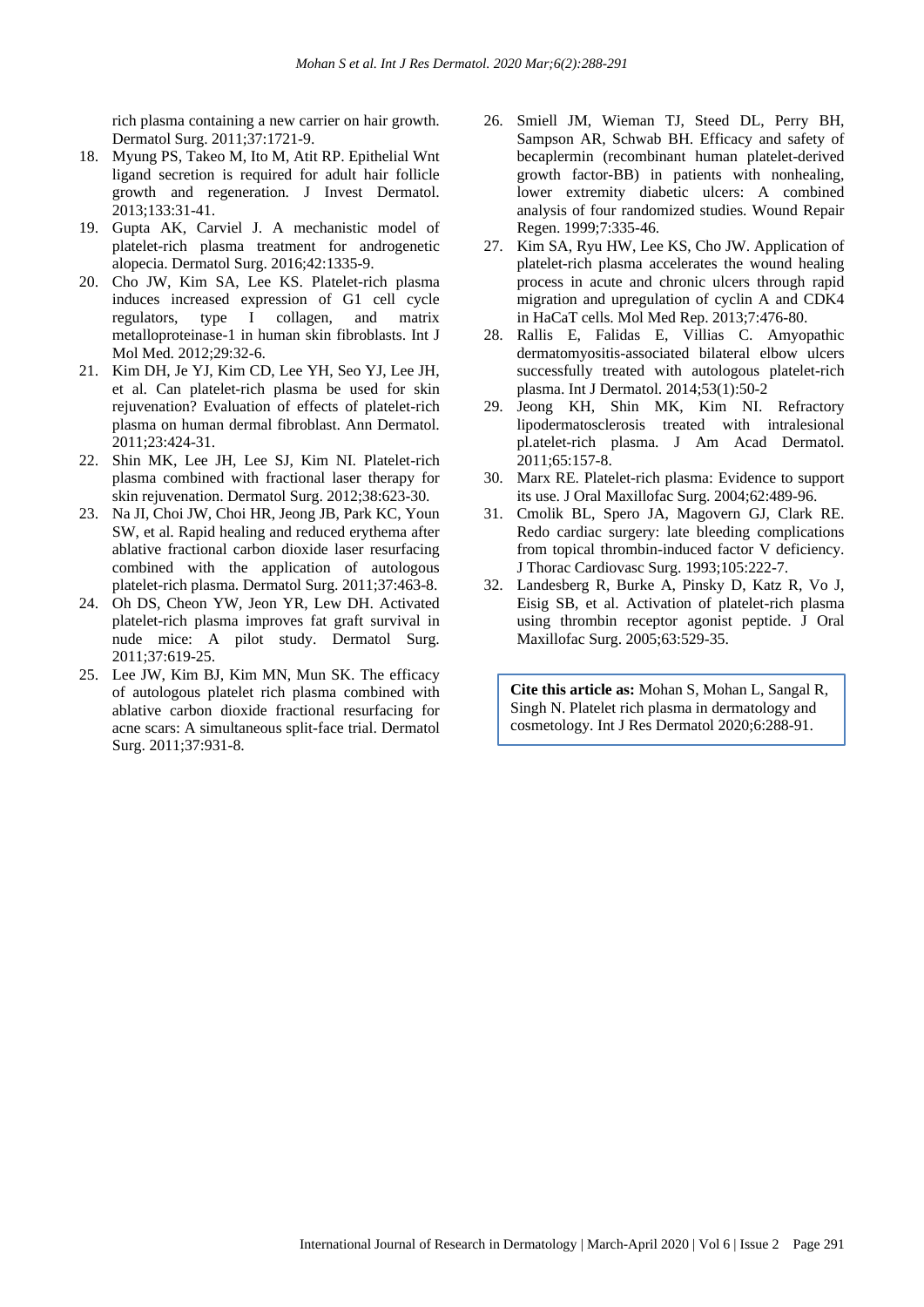rich plasma containing a new carrier on hair growth. Dermatol Surg. 2011;37:1721-9.

18. Myung PS, Takeo M, Ito M, Atit RP. Epithelial Wnt ligand secretion is required for adult hair follicle growth and regeneration. J Invest Dermatol. 2013;133:31-41.
19. Gupta AK, Carviel J. A mechanistic model of platelet-rich plasma treatment for androgenetic alopecia. Dermatol Surg. 2016;42:1335-9.
20. Cho JW, Kim SA, Lee KS. Platelet-rich plasma induces increased expression of G1 cell cycle regulators, type I collagen, and matrix metalloproteinase-1 in human skin fibroblasts. Int J Mol Med. 2012;29:32-6.
21. Kim DH, Je YJ, Kim CD, Lee YH, Seo YJ, Lee JH, et al. Can platelet-rich plasma be used for skin rejuvenation? Evaluation of effects of platelet-rich plasma on human dermal fibroblast. Ann Dermatol. 2011;23:424-31.
22. Shin MK, Lee JH, Lee SJ, Kim NI. Platelet-rich plasma combined with fractional laser therapy for skin rejuvenation. Dermatol Surg. 2012;38:623-30.
23. Na JI, Choi JW, Choi HR, Jeong JB, Park KC, Youn SW, et al. Rapid healing and reduced erythema after ablative fractional carbon dioxide laser resurfacing combined with the application of autologous platelet-rich plasma. Dermatol Surg. 2011;37:463-8.
24. Oh DS, Cheon YW, Jeon YR, Lew DH. Activated platelet-rich plasma improves fat graft survival in nude mice: A pilot study. Dermatol Surg. 2011;37:619-25.
25. Lee JW, Kim BJ, Kim MN, Mun SK. The efficacy of autologous platelet rich plasma combined with ablative carbon dioxide fractional resurfacing for acne scars: A simultaneous split-face trial. Dermatol Surg. 2011;37:931-8.
26. Smiell JM, Wieman TJ, Steed DL, Perry BH, Sampson AR, Schwab BH. Efficacy and safety of becaplermin (recombinant human platelet-derived growth factor-BB) in patients with nonhealing, lower extremity diabetic ulcers: A combined analysis of four randomized studies. Wound Repair Regen. 1999;7:335-46.
27. Kim SA, Ryu HW, Lee KS, Cho JW. Application of platelet-rich plasma accelerates the wound healing process in acute and chronic ulcers through rapid migration and upregulation of cyclin A and CDK4 in HaCaT cells. Mol Med Rep. 2013;7:476-80.
28. Rallis E, Falidas E, Villias C. Amyopathic dermatomyositis-associated bilateral elbow ulcers successfully treated with autologous platelet-rich plasma. Int J Dermatol. 2014;53(1):50-2
29. Jeong KH, Shin MK, Kim NI. Refractory lipodermatosclerosis treated with intralesional pl.atelet-rich plasma. J Am Acad Dermatol. 2011;65:157-8.
30. Marx RE. Platelet-rich plasma: Evidence to support its use. J Oral Maxillofac Surg. 2004;62:489-96.
31. Cmolik BL, Spero JA, Magovern GJ, Clark RE. Redo cardiac surgery: late bleeding complications from topical thrombin-induced factor V deficiency. J Thorac Cardiovasc Surg. 1993;105:222-7.
32. Landesberg R, Burke A, Pinsky D, Katz R, Vo J, Eisig SB, et al. Activation of platelet-rich plasma using thrombin receptor agonist peptide. J Oral Maxillofac Surg. 2005;63:529-35.

**Cite this article as:** Mohan S, Mohan L, Sangal R, Singh N. Platelet rich plasma in dermatology and cosmetology. Int J Res Dermatol 2020;6:288-91.